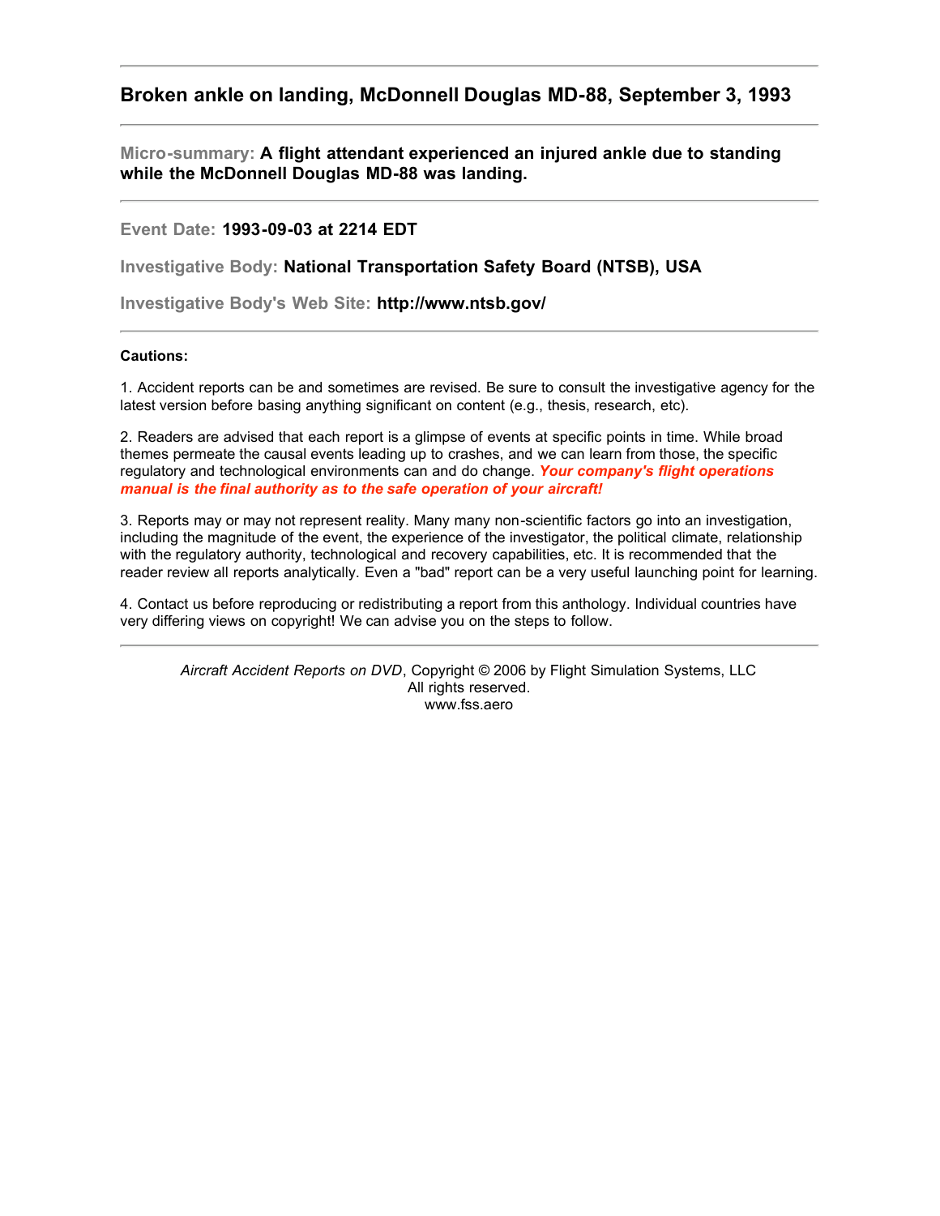## Broken ankle on landing, McDonnell Douglas MD-88, September 3, 1993

---

**Micro-summary:** **A flight attendant experienced an injured ankle due to standing while the McDonnell Douglas MD-88 was landing.**

---

**Event Date:** **1993-09-03 at 2214 EDT**

**Investigative Body:** **National Transportation Safety Board (NTSB), USA**

**Investigative Body's Web Site:** **http://www.ntsb.gov/**

---

**Cautions:**

1. Accident reports can be and sometimes are revised. Be sure to consult the investigative agency for the latest version before basing anything significant on content (e.g., thesis, research, etc).

2. Readers are advised that each report is a glimpse of events at specific points in time. While broad themes permeate the causal events leading up to crashes, and we can learn from those, the specific regulatory and technological environments can and do change. ***Your company's flight operations manual is the final authority as to the safe operation of your aircraft!***

3. Reports may or may not represent reality. Many many non-scientific factors go into an investigation, including the magnitude of the event, the experience of the investigator, the political climate, relationship with the regulatory authority, technological and recovery capabilities, etc. It is recommended that the reader review all reports analytically. Even a "bad" report can be a very useful launching point for learning.

4. Contact us before reproducing or redistributing a report from this anthology. Individual countries have very differing views on copyright! We can advise you on the steps to follow.

---

*Aircraft Accident Reports on DVD*, Copyright © 2006 by Flight Simulation Systems, LLC
All rights reserved.
www.fss.aero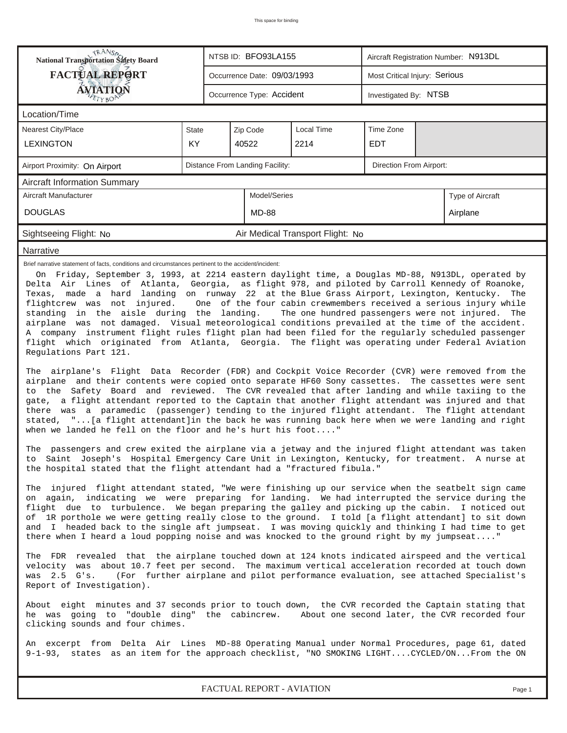This space for binding

| National Transportation Safety Board FACTUAL REPORT AVIATION | NTSB ID: BFO93LA155 | Aircraft Registration Number: N913DL |
|---|---|---|
| | Occurrence Date: 09/03/1993 | Most Critical Injury: Serious |
| | Occurrence Type: Accident | Investigated By: NTSB |

## Location/Time

| Nearest City/Place | State | Zip Code | Local Time | Time Zone |
|---|---|---|---|---|
| LEXINGTON | KY | 40522 | 2214 | EDT |

| Airport Proximity: On Airport | Distance From Landing Facility: | Direction From Airport: |
|---|---|---|

## Aircraft Information Summary

| Aircraft Manufacturer | Model/Series | Type of Aircraft |
|---|---|---|
| DOUGLAS | MD-88 | Airplane |

Sightseeing Flight: No | Air Medical Transport Flight: No

## Narrative

Brief narrative statement of facts, conditions and circumstances pertinent to the accident/incident:

On Friday, September 3, 1993, at 2214 eastern daylight time, a Douglas MD-88, N913DL, operated by Delta Air Lines of Atlanta, Georgia, as flight 978, and piloted by Carroll Kennedy of Roanoke, Texas, made a hard landing on runway 22 at the Blue Grass Airport, Lexington, Kentucky. The flightcrew was not injured. One of the four cabin crewmembers received a serious injury while standing in the aisle during the landing. The one hundred passengers were not injured. The airplane was not damaged. Visual meteorological conditions prevailed at the time of the accident. A company instrument flight rules flight plan had been filed for the regularly scheduled passenger flight which originated from Atlanta, Georgia. The flight was operating under Federal Aviation Regulations Part 121.

The airplane's Flight Data Recorder (FDR) and Cockpit Voice Recorder (CVR) were removed from the airplane and their contents were copied onto separate HF60 Sony cassettes. The cassettes were sent to the Safety Board and reviewed. The CVR revealed that after landing and while taxiing to the gate, a flight attendant reported to the Captain that another flight attendant was injured and that there was a paramedic (passenger) tending to the injured flight attendant. The flight attendant stated, "...[a flight attendant]in the back he was running back here when we were landing and right when we landed he fell on the floor and he's hurt his foot...."

The passengers and crew exited the airplane via a jetway and the injured flight attendant was taken to Saint Joseph's Hospital Emergency Care Unit in Lexington, Kentucky, for treatment. A nurse at the hospital stated that the flight attendant had a "fractured fibula."

The injured flight attendant stated, "We were finishing up our service when the seatbelt sign came on again, indicating we were preparing for landing. We had interrupted the service during the flight due to turbulence. We began preparing the galley and picking up the cabin. I noticed out of 1R porthole we were getting really close to the ground. I told [a flight attendant] to sit down and I headed back to the single aft jumpseat. I was moving quickly and thinking I had time to get there when I heard a loud popping noise and was knocked to the ground right by my jumpseat...."

The FDR revealed that the airplane touched down at 124 knots indicated airspeed and the vertical velocity was about 10.7 feet per second. The maximum vertical acceleration recorded at touch down was 2.5 G's. (For further airplane and pilot performance evaluation, see attached Specialist's Report of Investigation).

About eight minutes and 37 seconds prior to touch down, the CVR recorded the Captain stating that he was going to "double ding" the cabincrew. About one second later, the CVR recorded four clicking sounds and four chimes.

An excerpt from Delta Air Lines MD-88 Operating Manual under Normal Procedures, page 61, dated 9-1-93, states as an item for the approach checklist, "NO SMOKING LIGHT....CYCLED/ON...From the ON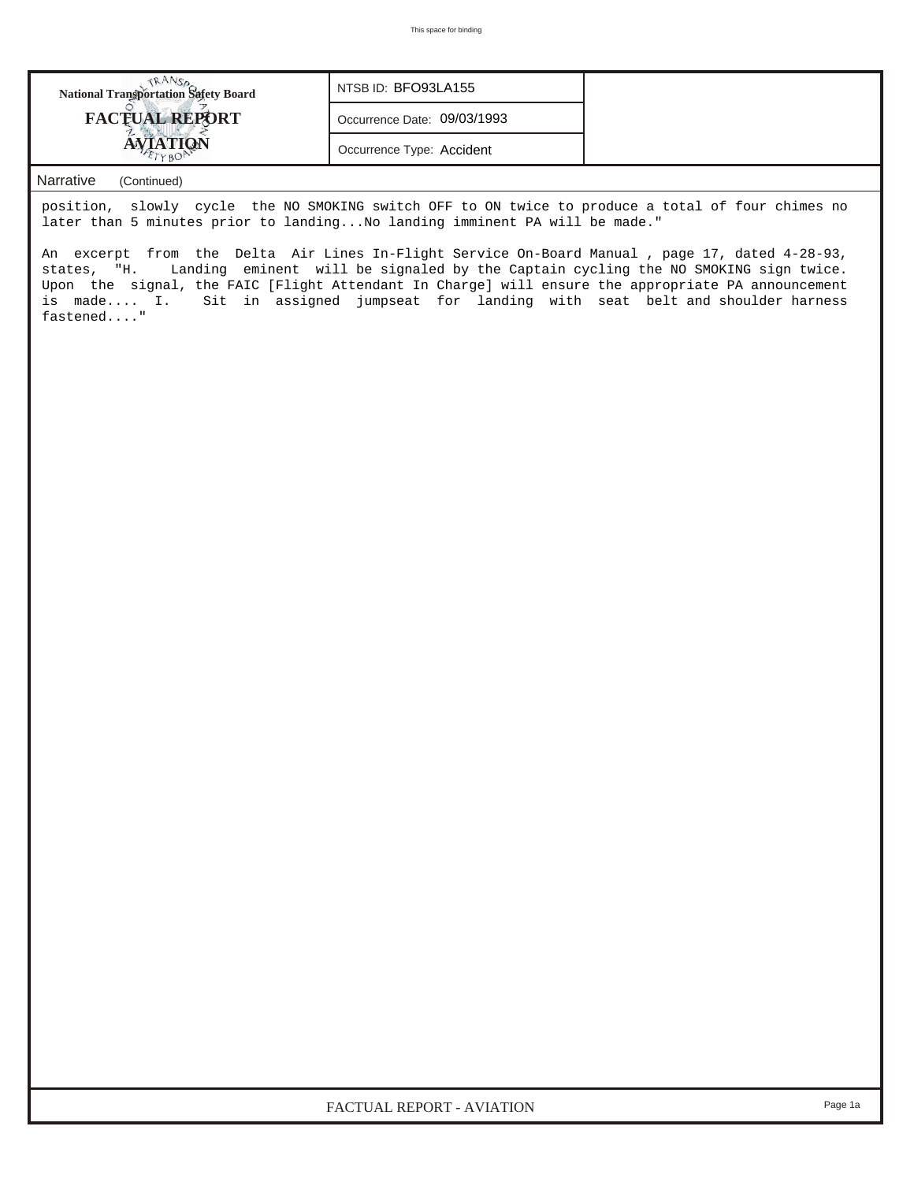National Transportation Safety Board
**FACTUAL REPORT**
**AVIATION**

| NTSB ID: BFO93LA155 |
| --- |
| Occurrence Date: 09/03/1993 |
| Occurrence Type: Accident |

Narrative (Continued)

position, slowly cycle the NO SMOKING switch OFF to ON twice to produce a total of four chimes no later than 5 minutes prior to landing...No landing imminent PA will be made."

An excerpt from the Delta Air Lines In-Flight Service On-Board Manual , page 17, dated 4-28-93, states, "H. Landing eminent will be signaled by the Captain cycling the NO SMOKING sign twice. Upon the signal, the FAIC [Flight Attendant In Charge] will ensure the appropriate PA announcement is made.... I. Sit in assigned jumpseat for landing with seat belt and shoulder harness fastened...."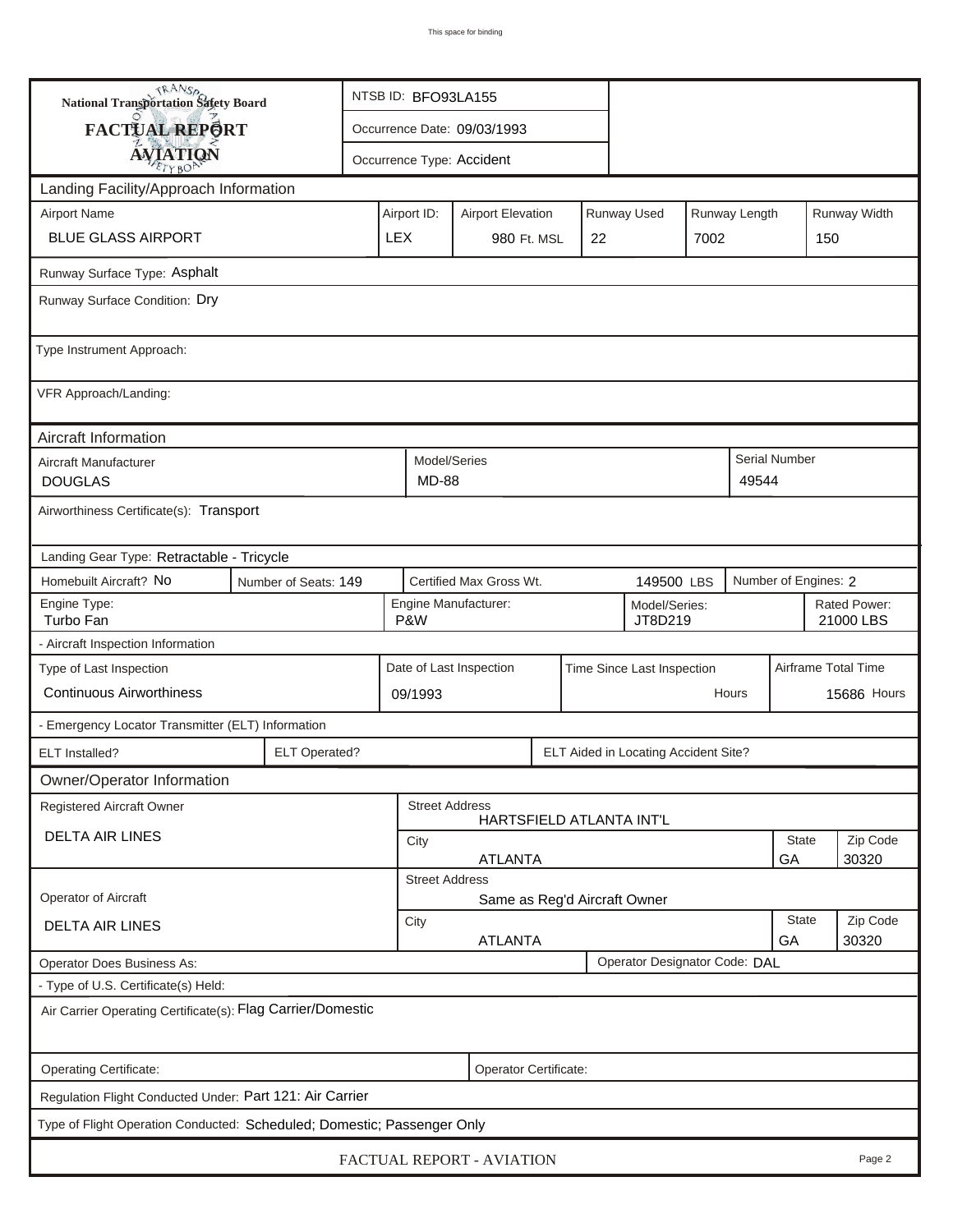**National Transportation Safety Board**
**FACTUAL REPORT**
**AVIATION**

NTSB ID: BFO93LA155

Occurrence Date: 09/03/1993

Occurrence Type: Accident

## Landing Facility/Approach Information

| Airport Name | Airport ID: | Airport Elevation | Runway Used | Runway Length | Runway Width |
|---|---|---|---|---|---|
| BLUE GLASS AIRPORT | LEX | 980 Ft. MSL | 22 | 7002 | 150 |

Runway Surface Type: Asphalt

Runway Surface Condition: Dry

Type Instrument Approach:

VFR Approach/Landing:

## Aircraft Information

| Aircraft Manufacturer | Model/Series | Serial Number |
|---|---|---|
| DOUGLAS | MD-88 | 49544 |

Airworthiness Certificate(s): Transport

Landing Gear Type: Retractable - Tricycle

| Homebuilt Aircraft? | Number of Seats: | Certified Max Gross Wt. | Number of Engines: |
|---|---|---|---|
| No | 149 | 149500 LBS | 2 |

| Engine Type: | Engine Manufacturer: | Model/Series: | Rated Power: |
|---|---|---|---|
| Turbo Fan | P&W | JT8D219 | 21000 LBS |

- Aircraft Inspection Information

| Type of Last Inspection | Date of Last Inspection | Time Since Last Inspection | Airframe Total Time |
|---|---|---|---|
| Continuous Airworthiness | 09/1993 | Hours | 15686 Hours |

- Emergency Locator Transmitter (ELT) Information

| ELT Installed? | ELT Operated? | ELT Aided in Locating Accident Site? |
|---|---|---|
| | | |

## Owner/Operator Information

| Registered Aircraft Owner | Street Address | | |
|---|---|---|---|
| DELTA AIR LINES | HARTSFIELD ATLANTA INT'L | | |
| | City | State | Zip Code |
| | ATLANTA | GA | 30320 |

| Operator of Aircraft | Street Address | | |
|---|---|---|---|
| DELTA AIR LINES | Same as Reg'd Aircraft Owner | | |
| | City | State | Zip Code |
| | ATLANTA | GA | 30320 |

Operator Does Business As:

Operator Designator Code: DAL

- Type of U.S. Certificate(s) Held:

Air Carrier Operating Certificate(s): Flag Carrier/Domestic

Operating Certificate:

Operator Certificate:

Regulation Flight Conducted Under: Part 121: Air Carrier

Type of Flight Operation Conducted: Scheduled; Domestic; Passenger Only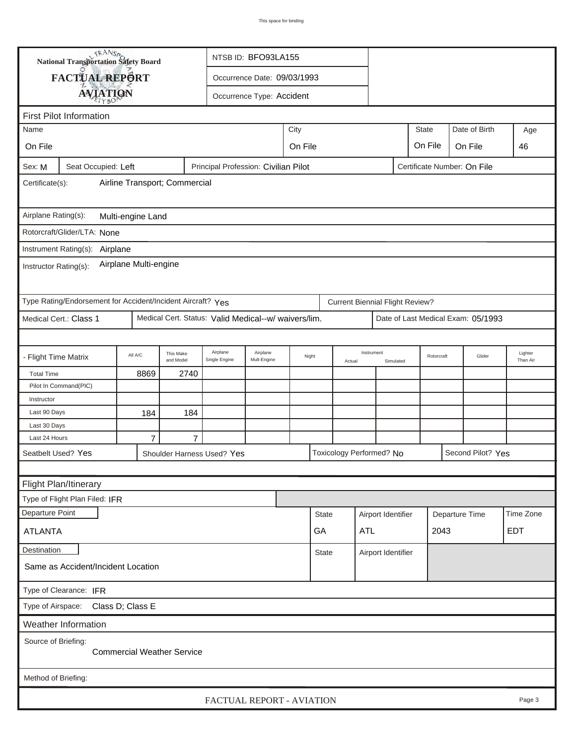This space for binding

**National Transportation Safety Board**

**FACTUAL REPORT**

**AVIATION**

NTSB ID: BFO93LA155

Occurrence Date: 09/03/1993

Occurrence Type: Accident

## First Pilot Information

| Name | City | State | Date of Birth | Age |
|---|---|---|---|---|
| On File | On File | On File | On File | 46 |

Sex: M | Seat Occupied: Left | Principal Profession: Civilian Pilot | Certificate Number: On File

Certificate(s): Airline Transport; Commercial

Airplane Rating(s): Multi-engine Land

Rotorcraft/Glider/LTA: None

Instrument Rating(s): Airplane

Instructor Rating(s): Airplane Multi-engine

Type Rating/Endorsement for Accident/Incident Aircraft? Yes | Current Biennial Flight Review?

Medical Cert.: Class 1 | Medical Cert. Status: Valid Medical--w/ waivers/lim. | Date of Last Medical Exam: 05/1993

| - Flight Time Matrix | All A/C | This Make and Model | Airplane Single Engine | Airplane Mult-Engine | Night | Instrument Actual | Instrument Simulated | Rotorcraft | Glider | Lighter Than Air |
|---|---|---|---|---|---|---|---|---|---|---|
| Total Time | 8869 | 2740 | | | | | | | | |
| Pilot In Command(PIC) | | | | | | | | | | |
| Instructor | | | | | | | | | | |
| Last 90 Days | 184 | 184 | | | | | | | | |
| Last 30 Days | | | | | | | | | | |
| Last 24 Hours | 7 | 7 | | | | | | | | |

Seatbelt Used? Yes | Shoulder Harness Used? Yes | Toxicology Performed? No | Second Pilot? Yes

## Flight Plan/Itinerary

Type of Flight Plan Filed: IFR

| Departure Point | State | Airport Identifier | Departure Time | Time Zone |
|---|---|---|---|---|
| ATLANTA | GA | ATL | 2043 | EDT |

| Destination | State | Airport Identifier |
|---|---|---|
| Same as Accident/Incident Location | | |

Type of Clearance: IFR

Type of Airspace: Class D; Class E

## Weather Information

Source of Briefing: Commercial Weather Service

Method of Briefing:

FACTUAL REPORT - AVIATION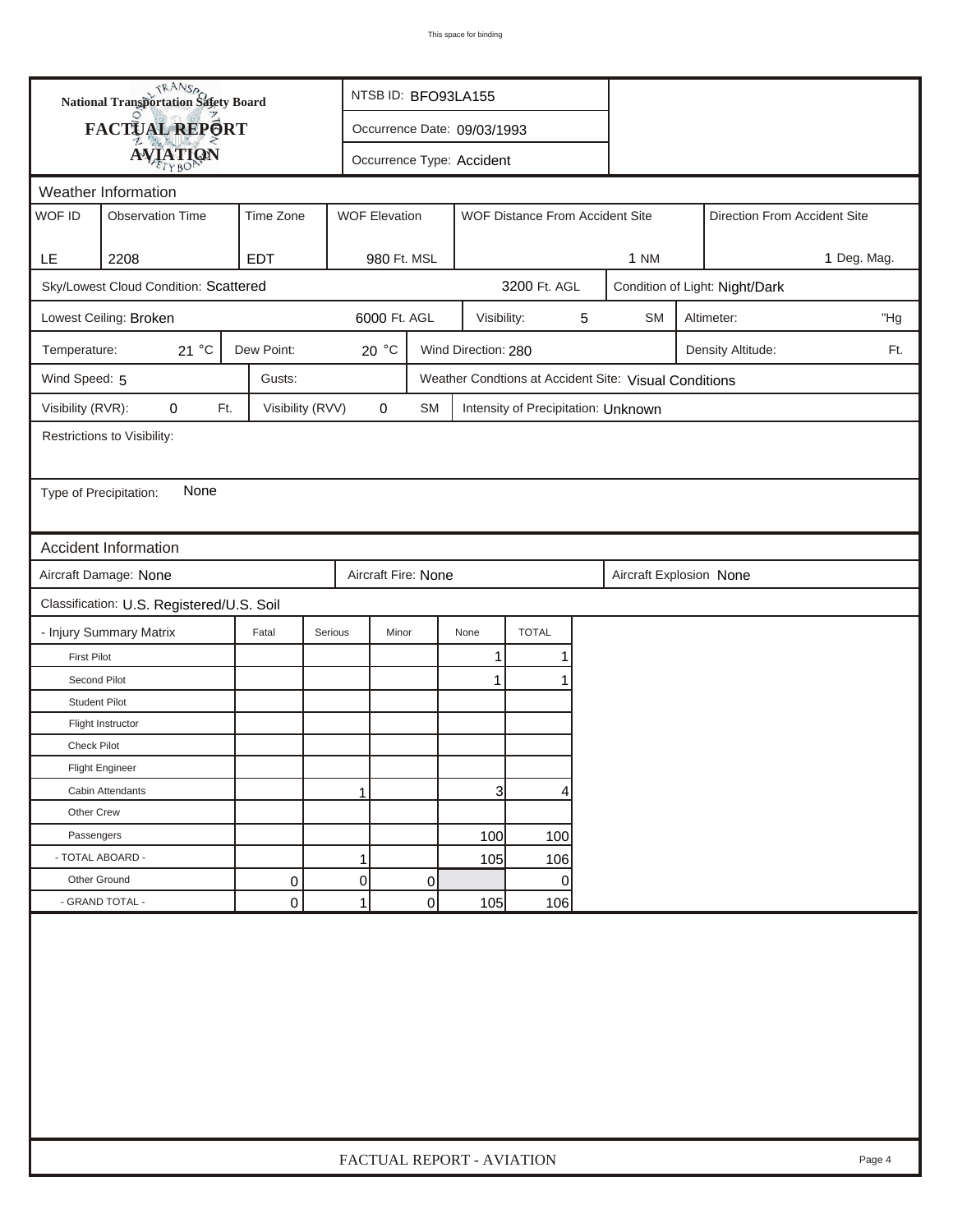National Transportation Safety Board
**FACTUAL REPORT**
**AVIATION**

NTSB ID: BFO93LA155

Occurrence Date: 09/03/1993

Occurrence Type: Accident

## Weather Information

| WOF ID | Observation Time | Time Zone | WOF Elevation | WOF Distance From Accident Site | Direction From Accident Site |
|---|---|---|---|---|---|
| LE | 2208 | EDT | 980 Ft. MSL | 1 NM | 1 Deg. Mag. |

Sky/Lowest Cloud Condition: Scattered 3200 Ft. AGL

Condition of Light: Night/Dark

Lowest Ceiling: Broken 6000 Ft. AGL

Visibility: 5 SM

Altimeter: "Hg

Temperature: 21 °C

Dew Point: 20 °C

Wind Direction: 280

Density Altitude: Ft.

Wind Speed: 5

Gusts:

Weather Condtions at Accident Site: Visual Conditions

Visibility (RVR): 0 Ft.

Visibility (RVV) 0 SM

Intensity of Precipitation: Unknown

Restrictions to Visibility:

Type of Precipitation: None

## Accident Information

Aircraft Damage: None

Aircraft Fire: None

Aircraft Explosion None

Classification: U.S. Registered/U.S. Soil

| - Injury Summary Matrix | Fatal | Serious | Minor | None | TOTAL |
|---|---|---|---|---|---|
| First Pilot | | | | 1 | 1 |
| Second Pilot | | | | 1 | 1 |
| Student Pilot | | | | | |
| Flight Instructor | | | | | |
| Check Pilot | | | | | |
| Flight Engineer | | | | | |
| Cabin Attendants | | 1 | | 3 | 4 |
| Other Crew | | | | | |
| Passengers | | | | 100 | 100 |
| - TOTAL ABOARD - | | 1 | | 105 | 106 |
| Other Ground | 0 | 0 | 0 | | 0 |
| - GRAND TOTAL - | 0 | 1 | 0 | 105 | 106 |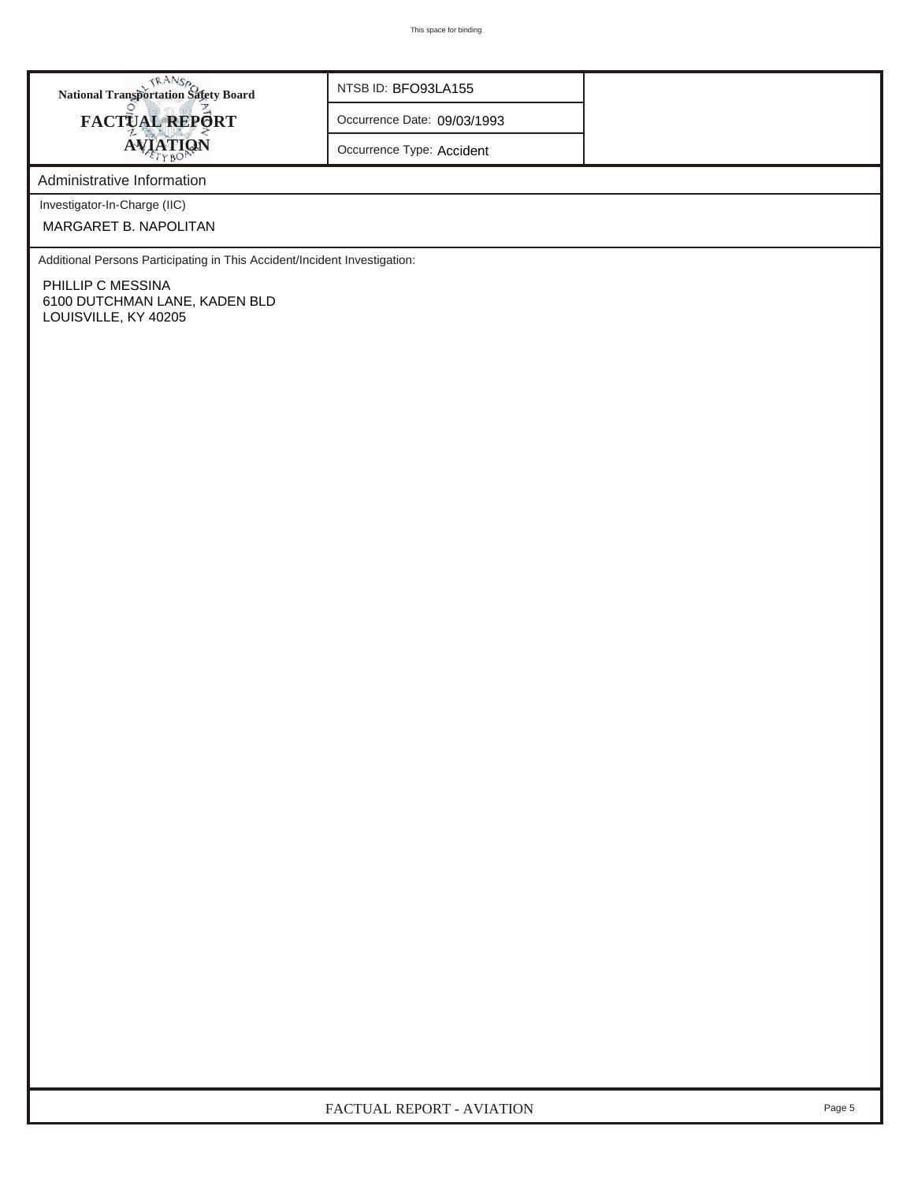National Transportation Safety Board

**FACTUAL REPORT**

**AVIATION**

| | |
|---|---|
| NTSB ID: BFO93LA155 | |
| Occurrence Date: 09/03/1993 | |
| Occurrence Type: Accident | |

## Administrative Information

Investigator-In-Charge (IIC)

MARGARET B. NAPOLITAN

Additional Persons Participating in This Accident/Incident Investigation:

PHILLIP C MESSINA
6100 DUTCHMAN LANE, KADEN BLD
LOUISVILLE, KY 40205